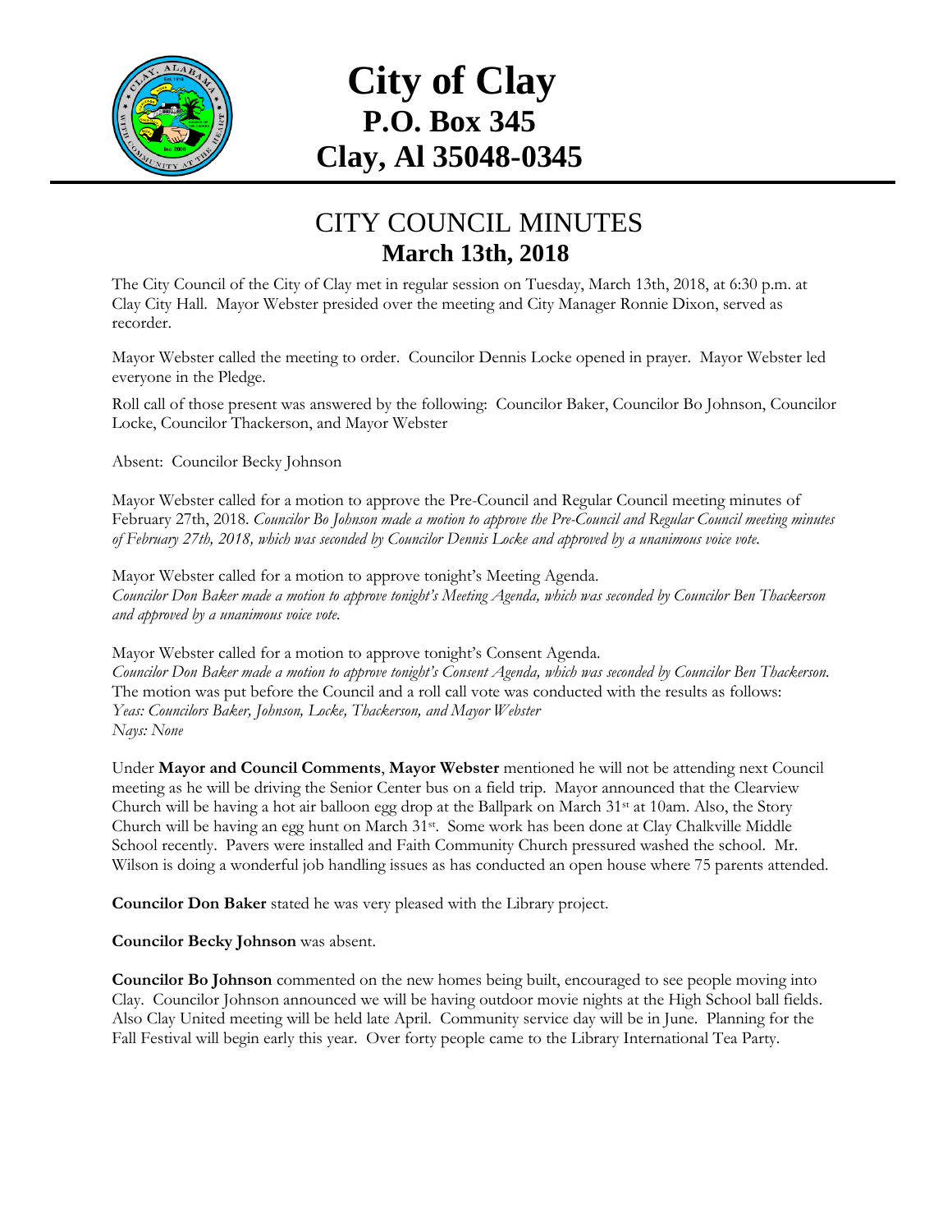# City of Clay
## P.O. Box 345
## Clay, Al 35048-0345

# CITY COUNCIL MINUTES
## March 13th, 2018

The City Council of the City of Clay met in regular session on Tuesday, March 13th, 2018, at 6:30 p.m. at Clay City Hall. Mayor Webster presided over the meeting and City Manager Ronnie Dixon, served as recorder.

Mayor Webster called the meeting to order. Councilor Dennis Locke opened in prayer. Mayor Webster led everyone in the Pledge.

Roll call of those present was answered by the following: Councilor Baker, Councilor Bo Johnson, Councilor Locke, Councilor Thackerson, and Mayor Webster

Absent: Councilor Becky Johnson

Mayor Webster called for a motion to approve the Pre-Council and Regular Council meeting minutes of February 27th, 2018. *Councilor Bo Johnson made a motion to approve the Pre-Council and Regular Council meeting minutes of February 27th, 2018, which was seconded by Councilor Dennis Locke and approved by a unanimous voice vote.*

Mayor Webster called for a motion to approve tonight's Meeting Agenda.
*Councilor Don Baker made a motion to approve tonight's Meeting Agenda, which was seconded by Councilor Ben Thackerson and approved by a unanimous voice vote.*

Mayor Webster called for a motion to approve tonight's Consent Agenda.
*Councilor Don Baker made a motion to approve tonight's Consent Agenda, which was seconded by Councilor Ben Thackerson.* The motion was put before the Council and a roll call vote was conducted with the results as follows:
*Yeas: Councilors Baker, Johnson, Locke, Thackerson, and Mayor Webster*
*Nays: None*

Under **Mayor and Council Comments**, **Mayor Webster** mentioned he will not be attending next Council meeting as he will be driving the Senior Center bus on a field trip. Mayor announced that the Clearview Church will be having a hot air balloon egg drop at the Ballpark on March 31st at 10am. Also, the Story Church will be having an egg hunt on March 31st. Some work has been done at Clay Chalkville Middle School recently. Pavers were installed and Faith Community Church pressured washed the school. Mr. Wilson is doing a wonderful job handling issues as has conducted an open house where 75 parents attended.

**Councilor Don Baker** stated he was very pleased with the Library project.

**Councilor Becky Johnson** was absent.

**Councilor Bo Johnson** commented on the new homes being built, encouraged to see people moving into Clay. Councilor Johnson announced we will be having outdoor movie nights at the High School ball fields. Also Clay United meeting will be held late April. Community service day will be in June. Planning for the Fall Festival will begin early this year. Over forty people came to the Library International Tea Party.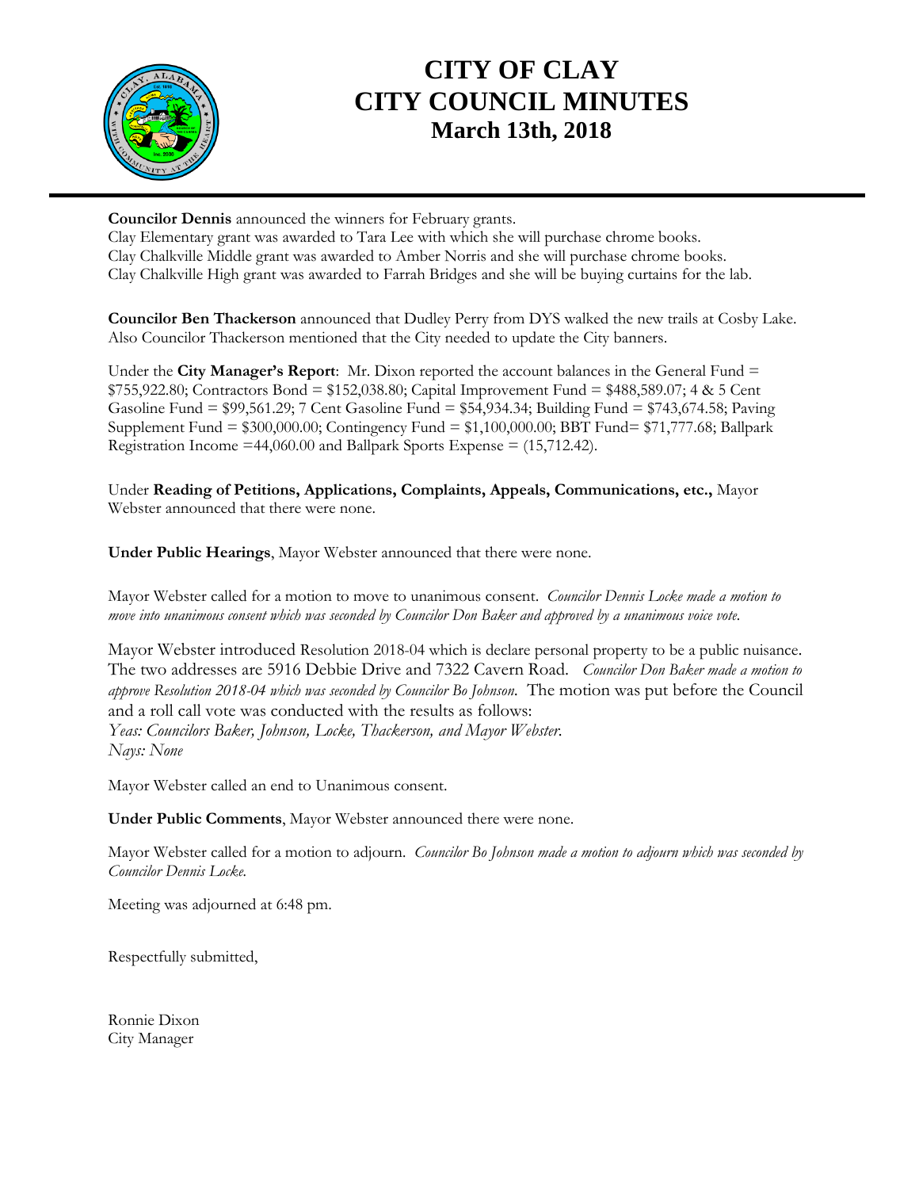# CITY OF CLAY
# CITY COUNCIL MINUTES
## March 13th, 2018

**Councilor Dennis** announced the winners for February grants.
Clay Elementary grant was awarded to Tara Lee with which she will purchase chrome books.
Clay Chalkville Middle grant was awarded to Amber Norris and she will purchase chrome books.
Clay Chalkville High grant was awarded to Farrah Bridges and she will be buying curtains for the lab.

**Councilor Ben Thackerson** announced that Dudley Perry from DYS walked the new trails at Cosby Lake. Also Councilor Thackerson mentioned that the City needed to update the City banners.

Under the **City Manager's Report**: Mr. Dixon reported the account balances in the General Fund = $755,922.80; Contractors Bond = $152,038.80; Capital Improvement Fund = $488,589.07; 4 & 5 Cent Gasoline Fund = $99,561.29; 7 Cent Gasoline Fund = $54,934.34; Building Fund = $743,674.58; Paving Supplement Fund = $300,000.00; Contingency Fund = $1,100,000.00; BBT Fund= $71,777.68; Ballpark Registration Income =44,060.00 and Ballpark Sports Expense = (15,712.42).

Under **Reading of Petitions, Applications, Complaints, Appeals, Communications, etc.,** Mayor Webster announced that there were none.

**Under Public Hearings**, Mayor Webster announced that there were none.

Mayor Webster called for a motion to move to unanimous consent. *Councilor Dennis Locke made a motion to move into unanimous consent which was seconded by Councilor Don Baker and approved by a unanimous voice vote.*

Mayor Webster introduced Resolution 2018-04 which is declare personal property to be a public nuisance. The two addresses are 5916 Debbie Drive and 7322 Cavern Road. *Councilor Don Baker made a motion to approve Resolution 2018-04 which was seconded by Councilor Bo Johnson.* The motion was put before the Council and a roll call vote was conducted with the results as follows:
*Yeas: Councilors Baker, Johnson, Locke, Thackerson, and Mayor Webster.*
*Nays: None*

Mayor Webster called an end to Unanimous consent.

**Under Public Comments**, Mayor Webster announced there were none.

Mayor Webster called for a motion to adjourn. *Councilor Bo Johnson made a motion to adjourn which was seconded by Councilor Dennis Locke.*

Meeting was adjourned at 6:48 pm.

Respectfully submitted,

Ronnie Dixon
City Manager